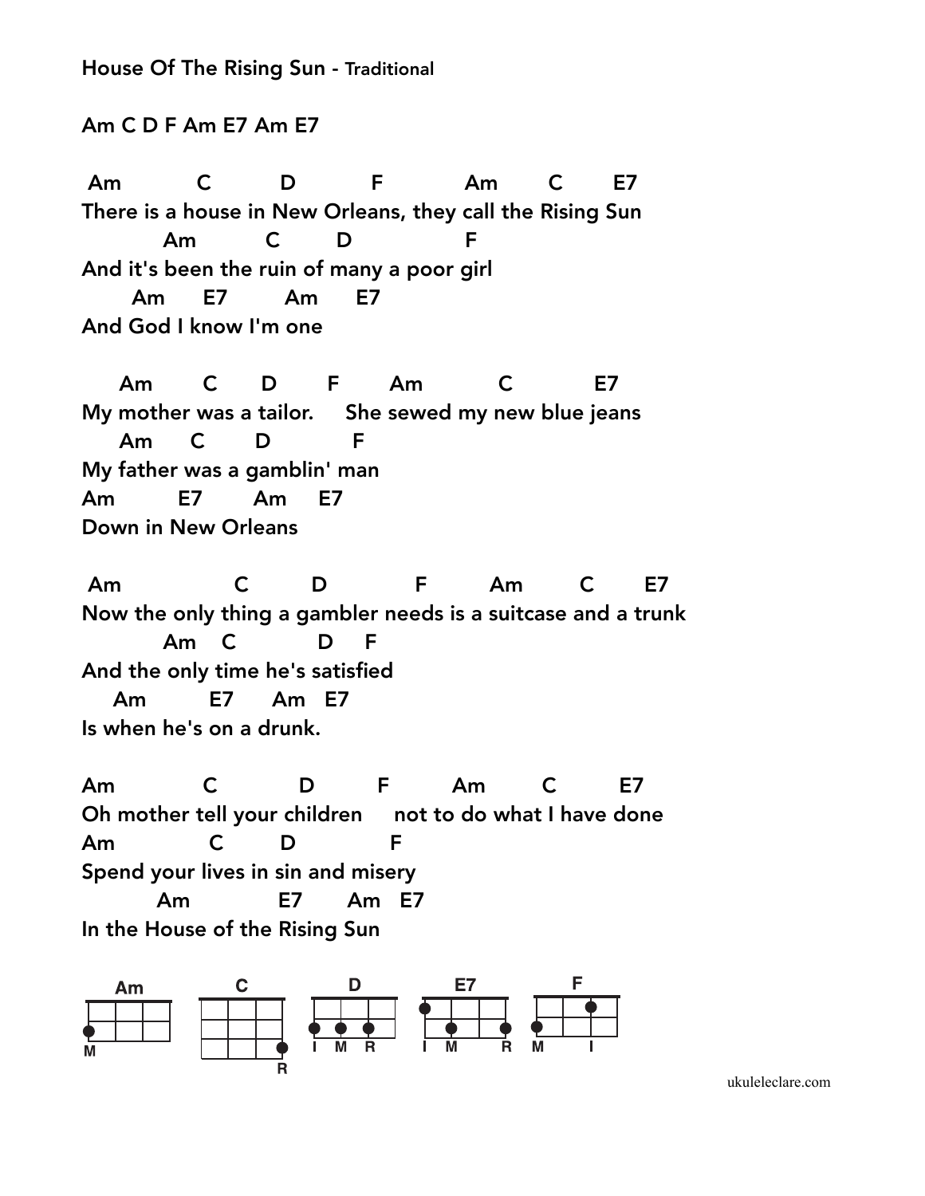House Of The Rising Sun - Traditional

Am C D F Am E7 Am E7

```
 Am          C          D          F           Am       C       E7
There is a house in New Orleans, they call the Rising Sun
          Am         C        D               F
And it's been the ruin of many a poor girl
      Am      E7        Am      E7
And God I know I'm one

     Am        C       D        F       Am          C           E7
My mother was a tailor.     She sewed my new blue jeans
     Am      C       D           F
My father was a gamblin' man
Am         E7       Am     E7
Down in New Orleans

 Am               C         D            F        Am        C       E7
Now the only thing a gambler needs is a suitcase and a trunk
          Am    C           D     F
And the only time he's satisfied
    Am          E7      Am   E7
Is when he's on a drunk.

Am            C           D         F        Am        C         E7
Oh mother tell your children     not to do what I have done
Am              C        D             F
Spend your lives in sin and misery
         Am             E7       Am   E7
In the House of the Rising Sun
```

Am C D E7 F

M R I M R I M R M I

ukuleleclare.com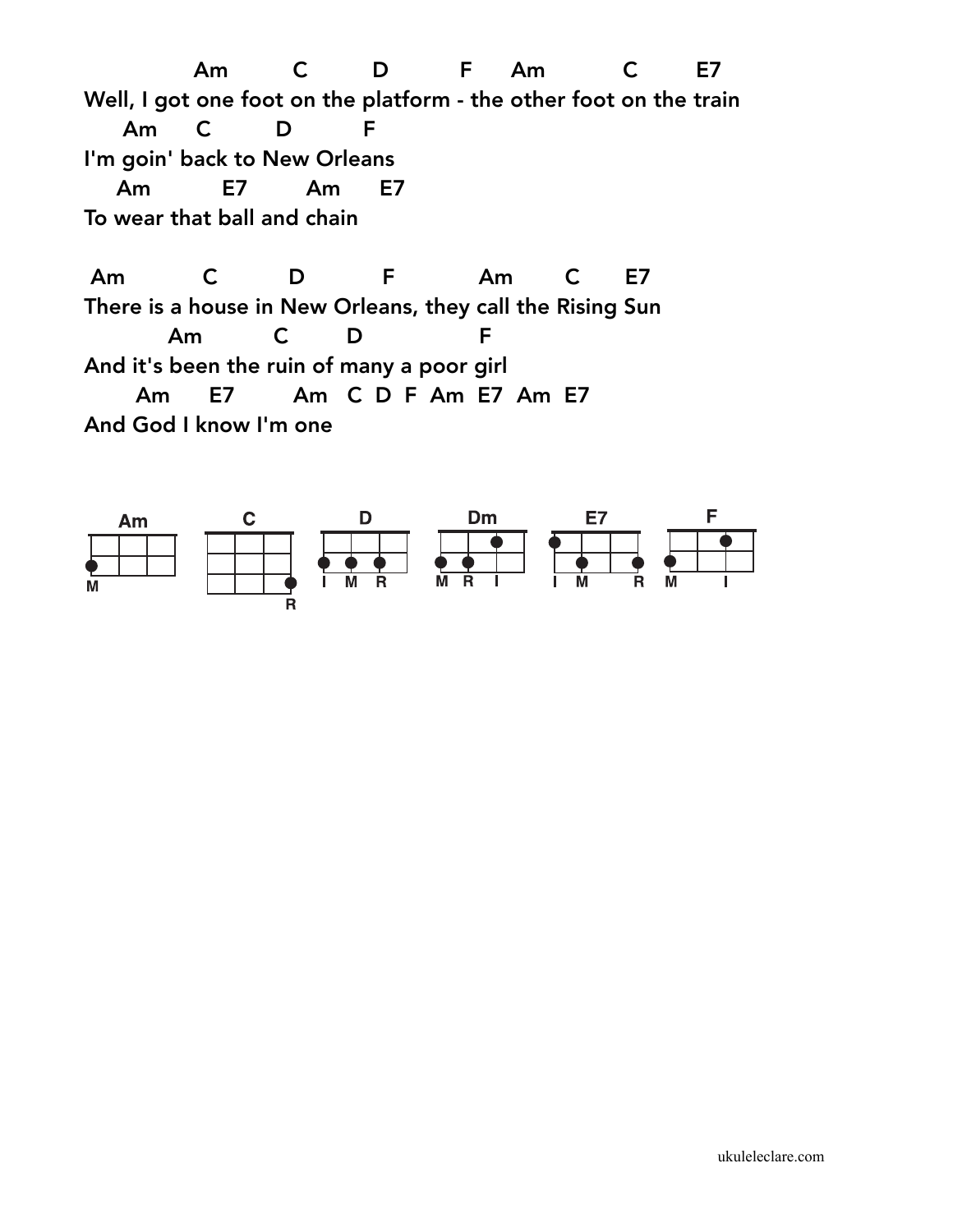```
              Am         C         D          F      Am          C        E7
Well, I got one foot on the platform - the other foot on the train
     Am      C         D          F
I'm goin' back to New Orleans
    Am          E7        Am      E7
To wear that ball and chain

 Am           C          D          F           Am       C       E7
There is a house in New Orleans, they call the Rising Sun
          Am          C        D                F
And it's been the ruin of many a poor girl
      Am      E7        Am   C  D  F  Am  E7  Am  E7
And God I know I'm one
```

Am C D Dm E7 F

M R I M R M R I I M R M I